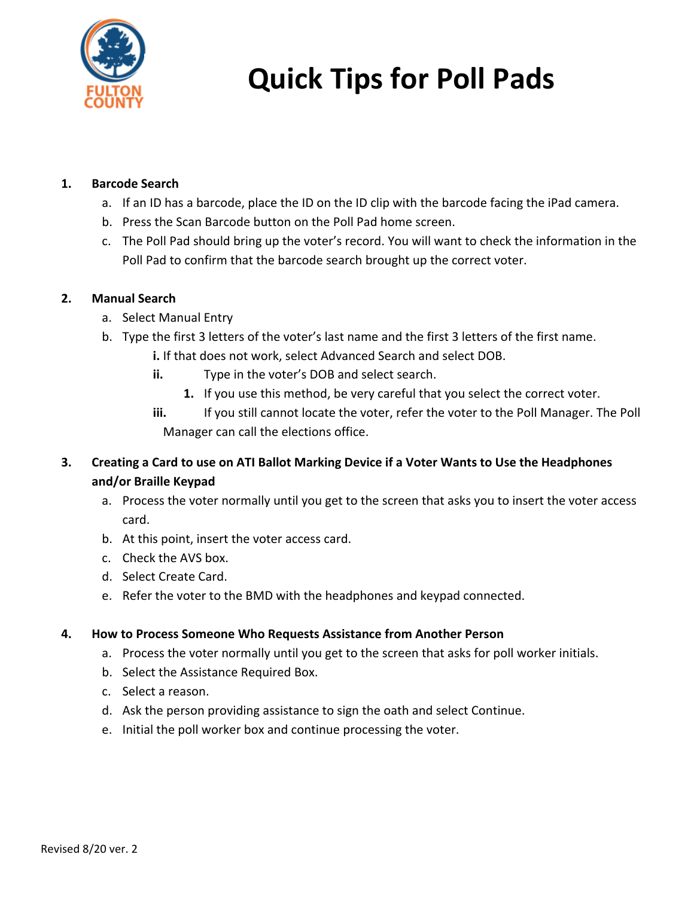# Quick Tips for Poll Pads

1. **Barcode Search**
   a. If an ID has a barcode, place the ID on the ID clip with the barcode facing the iPad camera.
   b. Press the Scan Barcode button on the Poll Pad home screen.
   c. The Poll Pad should bring up the voter's record. You will want to check the information in the Poll Pad to confirm that the barcode search brought up the correct voter.

2. **Manual Search**
   a. Select Manual Entry
   b. Type the first 3 letters of the voter's last name and the first 3 letters of the first name.
      i. If that does not work, select Advanced Search and select DOB.
      ii. Type in the voter's DOB and select search.
         1. If you use this method, be very careful that you select the correct voter.
      iii. If you still cannot locate the voter, refer the voter to the Poll Manager. The Poll Manager can call the elections office.

3. **Creating a Card to use on ATI Ballot Marking Device if a Voter Wants to Use the Headphones and/or Braille Keypad**
   a. Process the voter normally until you get to the screen that asks you to insert the voter access card.
   b. At this point, insert the voter access card.
   c. Check the AVS box.
   d. Select Create Card.
   e. Refer the voter to the BMD with the headphones and keypad connected.

4. **How to Process Someone Who Requests Assistance from Another Person**
   a. Process the voter normally until you get to the screen that asks for poll worker initials.
   b. Select the Assistance Required Box.
   c. Select a reason.
   d. Ask the person providing assistance to sign the oath and select Continue.
   e. Initial the poll worker box and continue processing the voter.

Revised 8/20 ver. 2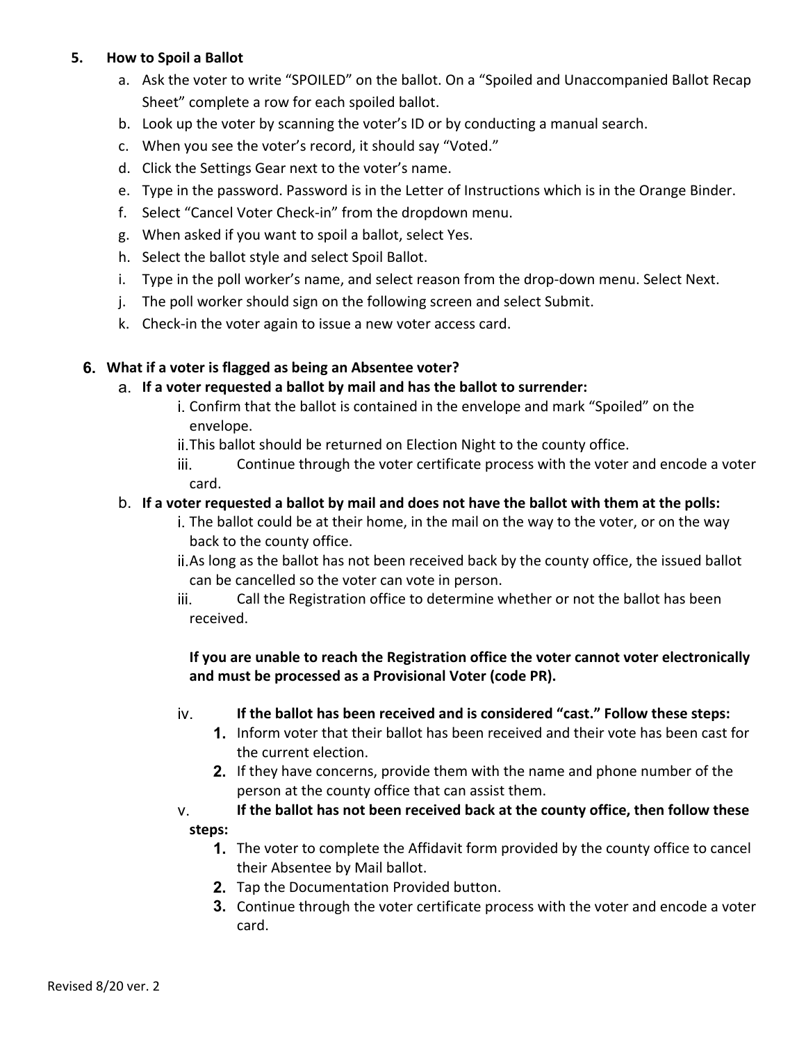5. **How to Spoil a Ballot**
   a. Ask the voter to write "SPOILED" on the ballot. On a "Spoiled and Unaccompanied Ballot Recap Sheet" complete a row for each spoiled ballot.
   b. Look up the voter by scanning the voter's ID or by conducting a manual search.
   c. When you see the voter's record, it should say "Voted."
   d. Click the Settings Gear next to the voter's name.
   e. Type in the password. Password is in the Letter of Instructions which is in the Orange Binder.
   f. Select "Cancel Voter Check-in" from the dropdown menu.
   g. When asked if you want to spoil a ballot, select Yes.
   h. Select the ballot style and select Spoil Ballot.
   i. Type in the poll worker's name, and select reason from the drop-down menu. Select Next.
   j. The poll worker should sign on the following screen and select Submit.
   k. Check-in the voter again to issue a new voter access card.

6. **What if a voter is flagged as being an Absentee voter?**
   a. **If a voter requested a ballot by mail and has the ballot to surrender:**
      i. Confirm that the ballot is contained in the envelope and mark "Spoiled" on the envelope.
      ii. This ballot should be returned on Election Night to the county office.
      iii. Continue through the voter certificate process with the voter and encode a voter card.
   b. **If a voter requested a ballot by mail and does not have the ballot with them at the polls:**
      i. The ballot could be at their home, in the mail on the way to the voter, or on the way back to the county office.
      ii. As long as the ballot has not been received back by the county office, the issued ballot can be cancelled so the voter can vote in person.
      iii. Call the Registration office to determine whether or not the ballot has been received.

         **If you are unable to reach the Registration office the voter cannot voter electronically and must be processed as a Provisional Voter (code PR).**

      iv. **If the ballot has been received and is considered "cast." Follow these steps:**
         1. Inform voter that their ballot has been received and their vote has been cast for the current election.
         2. If they have concerns, provide them with the name and phone number of the person at the county office that can assist them.
      v. **If the ballot has not been received back at the county office, then follow these steps:**
         1. The voter to complete the Affidavit form provided by the county office to cancel their Absentee by Mail ballot.
         2. Tap the Documentation Provided button.
         3. Continue through the voter certificate process with the voter and encode a voter card.

Revised 8/20 ver. 2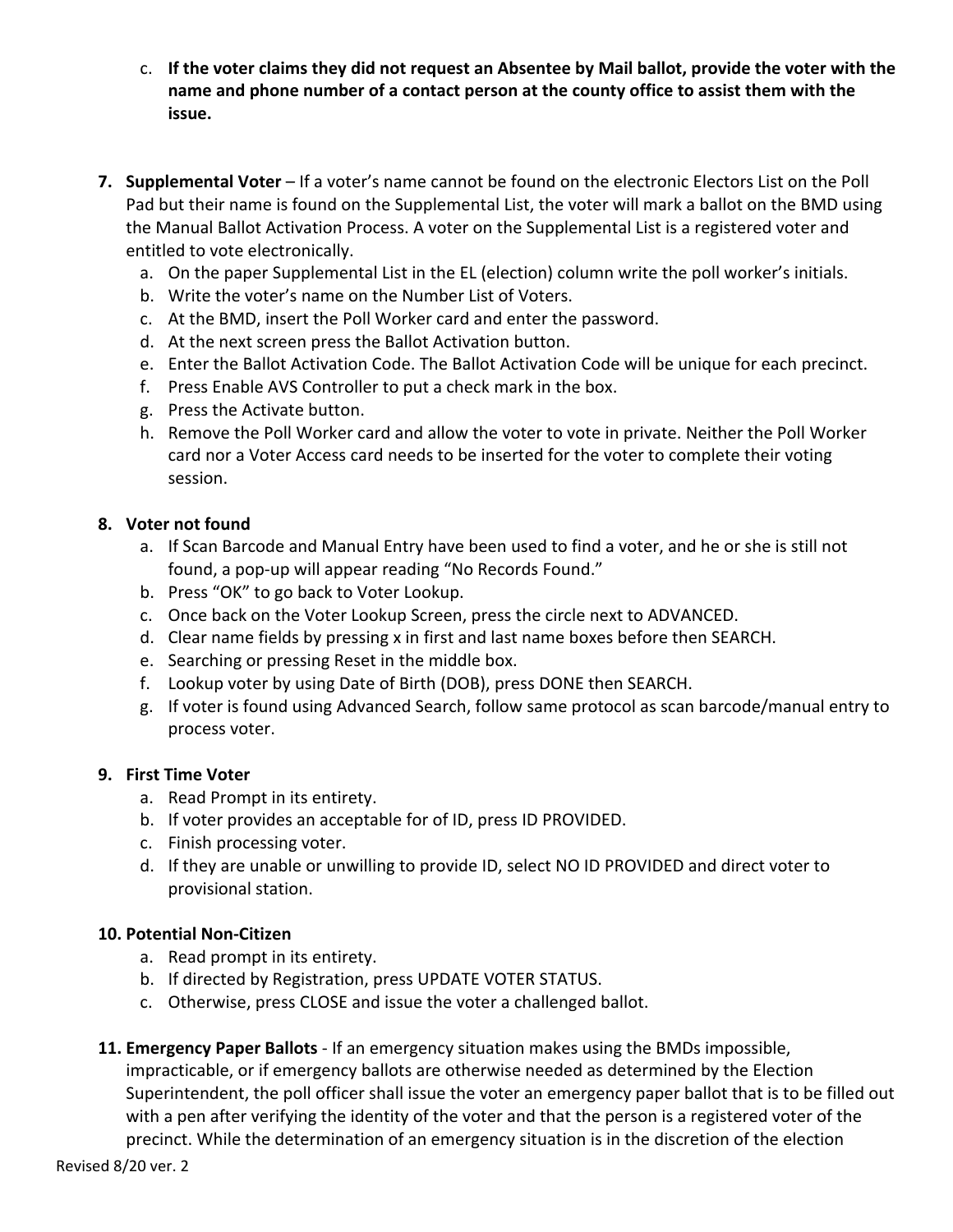c. **If the voter claims they did not request an Absentee by Mail ballot, provide the voter with the name and phone number of a contact person at the county office to assist them with the issue.**

7. **Supplemental Voter** – If a voter's name cannot be found on the electronic Electors List on the Poll Pad but their name is found on the Supplemental List, the voter will mark a ballot on the BMD using the Manual Ballot Activation Process. A voter on the Supplemental List is a registered voter and entitled to vote electronically.
   a. On the paper Supplemental List in the EL (election) column write the poll worker's initials.
   b. Write the voter's name on the Number List of Voters.
   c. At the BMD, insert the Poll Worker card and enter the password.
   d. At the next screen press the Ballot Activation button.
   e. Enter the Ballot Activation Code. The Ballot Activation Code will be unique for each precinct.
   f. Press Enable AVS Controller to put a check mark in the box.
   g. Press the Activate button.
   h. Remove the Poll Worker card and allow the voter to vote in private. Neither the Poll Worker card nor a Voter Access card needs to be inserted for the voter to complete their voting session.

8. **Voter not found**
   a. If Scan Barcode and Manual Entry have been used to find a voter, and he or she is still not found, a pop-up will appear reading "No Records Found."
   b. Press "OK" to go back to Voter Lookup.
   c. Once back on the Voter Lookup Screen, press the circle next to ADVANCED.
   d. Clear name fields by pressing x in first and last name boxes before then SEARCH.
   e. Searching or pressing Reset in the middle box.
   f. Lookup voter by using Date of Birth (DOB), press DONE then SEARCH.
   g. If voter is found using Advanced Search, follow same protocol as scan barcode/manual entry to process voter.

9. **First Time Voter**
   a. Read Prompt in its entirety.
   b. If voter provides an acceptable for of ID, press ID PROVIDED.
   c. Finish processing voter.
   d. If they are unable or unwilling to provide ID, select NO ID PROVIDED and direct voter to provisional station.

10. **Potential Non-Citizen**
    a. Read prompt in its entirety.
    b. If directed by Registration, press UPDATE VOTER STATUS.
    c. Otherwise, press CLOSE and issue the voter a challenged ballot.

11. **Emergency Paper Ballots** - If an emergency situation makes using the BMDs impossible, impracticable, or if emergency ballots are otherwise needed as determined by the Election Superintendent, the poll officer shall issue the voter an emergency paper ballot that is to be filled out with a pen after verifying the identity of the voter and that the person is a registered voter of the precinct. While the determination of an emergency situation is in the discretion of the election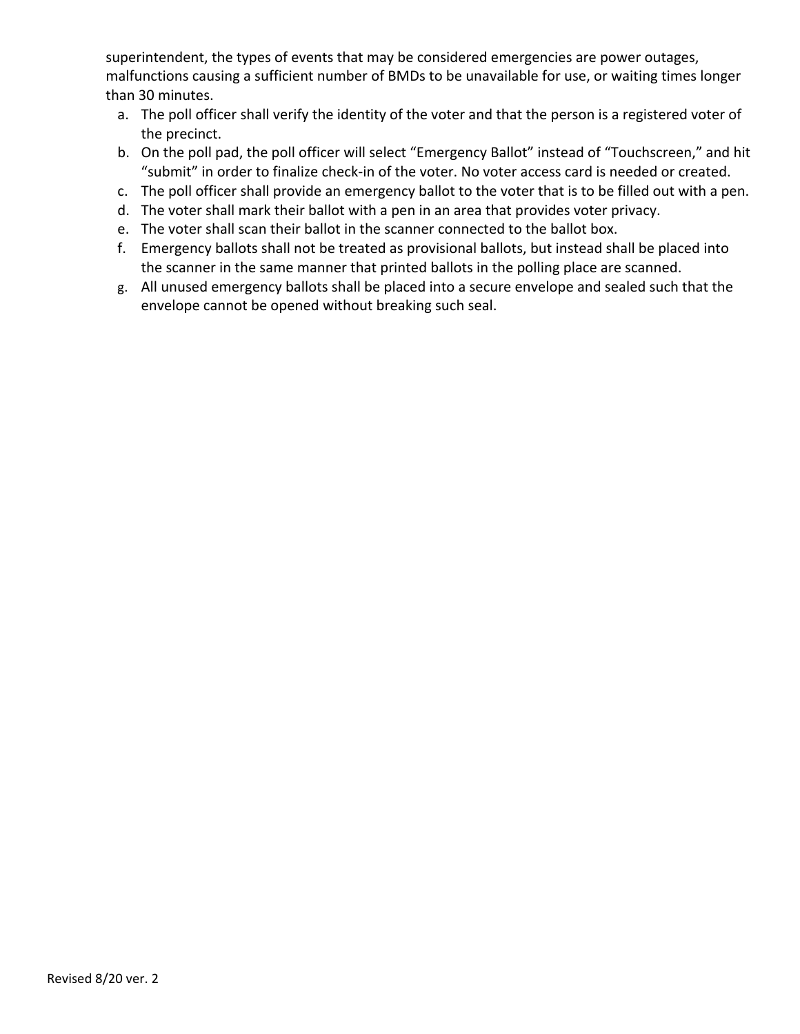superintendent, the types of events that may be considered emergencies are power outages, malfunctions causing a sufficient number of BMDs to be unavailable for use, or waiting times longer than 30 minutes.

a. The poll officer shall verify the identity of the voter and that the person is a registered voter of the precinct.
b. On the poll pad, the poll officer will select "Emergency Ballot" instead of "Touchscreen," and hit "submit" in order to finalize check-in of the voter. No voter access card is needed or created.
c. The poll officer shall provide an emergency ballot to the voter that is to be filled out with a pen.
d. The voter shall mark their ballot with a pen in an area that provides voter privacy.
e. The voter shall scan their ballot in the scanner connected to the ballot box.
f. Emergency ballots shall not be treated as provisional ballots, but instead shall be placed into the scanner in the same manner that printed ballots in the polling place are scanned.
g. All unused emergency ballots shall be placed into a secure envelope and sealed such that the envelope cannot be opened without breaking such seal.

Revised 8/20 ver. 2